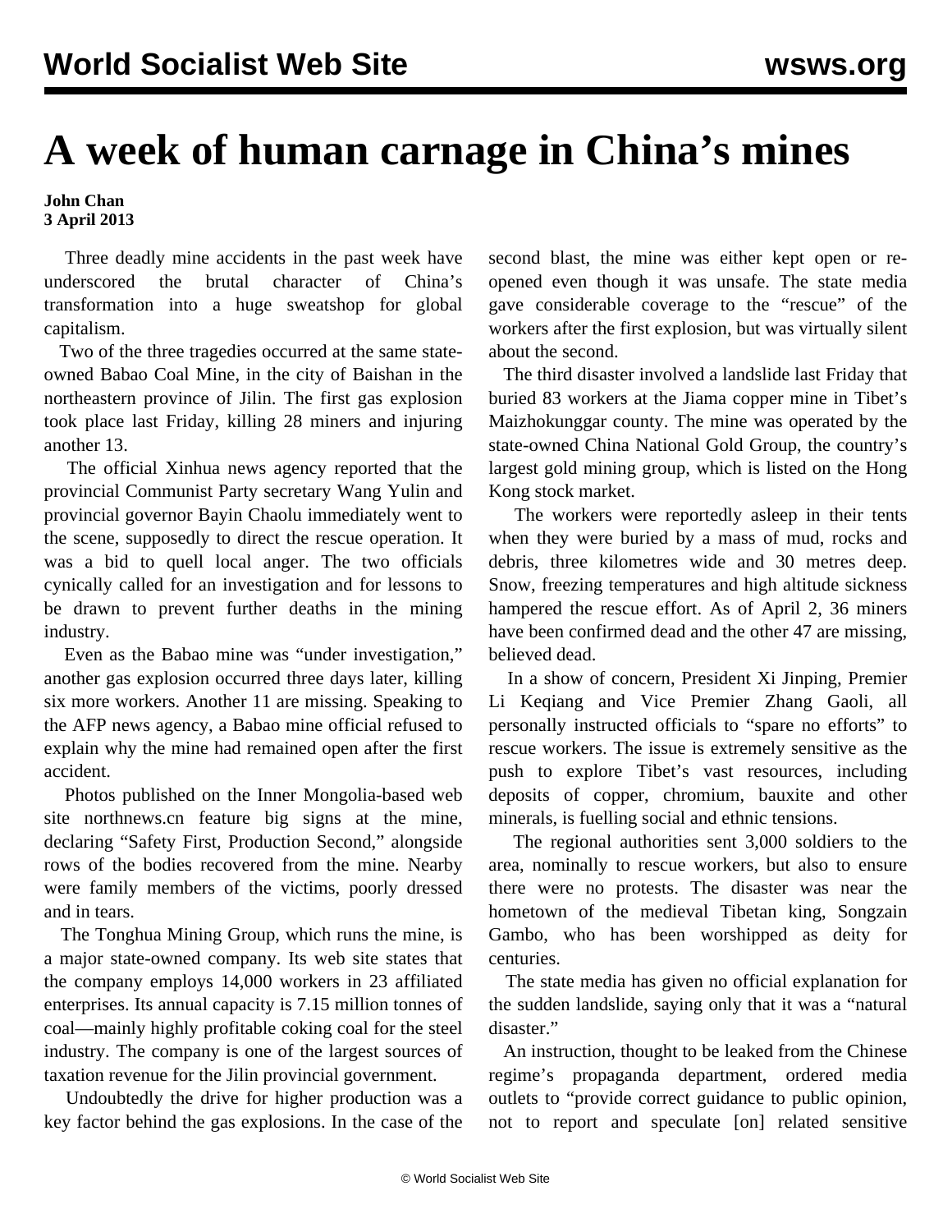# A week of human carnage in China's mines

**John Chan**
**3 April 2013**

Three deadly mine accidents in the past week have underscored the brutal character of China's transformation into a huge sweatshop for global capitalism.

Two of the three tragedies occurred at the same state-owned Babao Coal Mine, in the city of Baishan in the northeastern province of Jilin. The first gas explosion took place last Friday, killing 28 miners and injuring another 13.

The official Xinhua news agency reported that the provincial Communist Party secretary Wang Yulin and provincial governor Bayin Chaolu immediately went to the scene, supposedly to direct the rescue operation. It was a bid to quell local anger. The two officials cynically called for an investigation and for lessons to be drawn to prevent further deaths in the mining industry.

Even as the Babao mine was "under investigation," another gas explosion occurred three days later, killing six more workers. Another 11 are missing. Speaking to the AFP news agency, a Babao mine official refused to explain why the mine had remained open after the first accident.

Photos published on the Inner Mongolia-based web site northnews.cn feature big signs at the mine, declaring "Safety First, Production Second," alongside rows of the bodies recovered from the mine. Nearby were family members of the victims, poorly dressed and in tears.

The Tonghua Mining Group, which runs the mine, is a major state-owned company. Its web site states that the company employs 14,000 workers in 23 affiliated enterprises. Its annual capacity is 7.15 million tonnes of coal—mainly highly profitable coking coal for the steel industry. The company is one of the largest sources of taxation revenue for the Jilin provincial government.

Undoubtedly the drive for higher production was a key factor behind the gas explosions. In the case of the second blast, the mine was either kept open or re-opened even though it was unsafe. The state media gave considerable coverage to the "rescue" of the workers after the first explosion, but was virtually silent about the second.

The third disaster involved a landslide last Friday that buried 83 workers at the Jiama copper mine in Tibet's Maizhokunggar county. The mine was operated by the state-owned China National Gold Group, the country's largest gold mining group, which is listed on the Hong Kong stock market.

The workers were reportedly asleep in their tents when they were buried by a mass of mud, rocks and debris, three kilometres wide and 30 metres deep. Snow, freezing temperatures and high altitude sickness hampered the rescue effort. As of April 2, 36 miners have been confirmed dead and the other 47 are missing, believed dead.

In a show of concern, President Xi Jinping, Premier Li Keqiang and Vice Premier Zhang Gaoli, all personally instructed officials to "spare no efforts" to rescue workers. The issue is extremely sensitive as the push to explore Tibet's vast resources, including deposits of copper, chromium, bauxite and other minerals, is fuelling social and ethnic tensions.

The regional authorities sent 3,000 soldiers to the area, nominally to rescue workers, but also to ensure there were no protests. The disaster was near the hometown of the medieval Tibetan king, Songzain Gambo, who has been worshipped as deity for centuries.

The state media has given no official explanation for the sudden landslide, saying only that it was a "natural disaster."

An instruction, thought to be leaked from the Chinese regime's propaganda department, ordered media outlets to "provide correct guidance to public opinion, not to report and speculate [on] related sensitive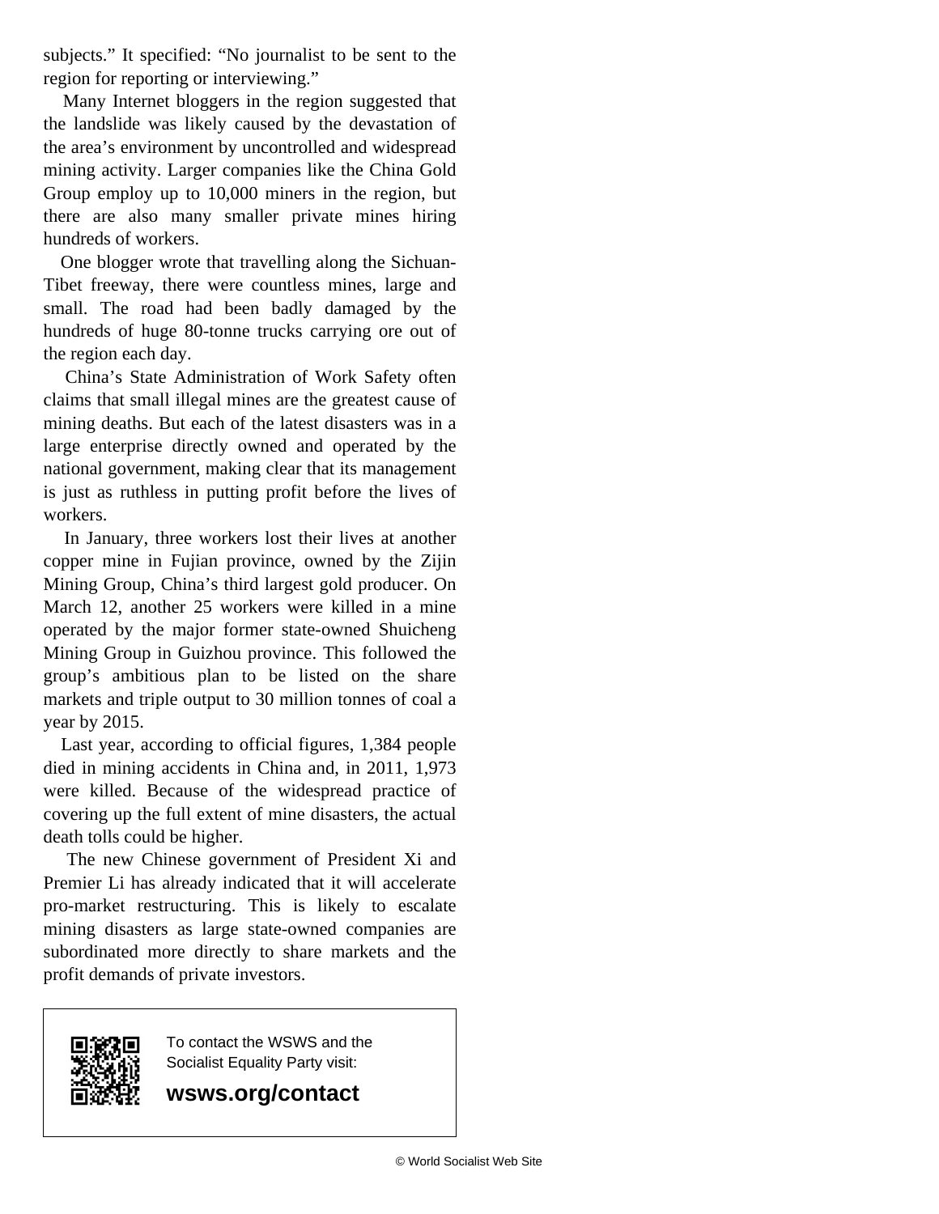subjects." It specified: "No journalist to be sent to the region for reporting or interviewing."

Many Internet bloggers in the region suggested that the landslide was likely caused by the devastation of the area's environment by uncontrolled and widespread mining activity. Larger companies like the China Gold Group employ up to 10,000 miners in the region, but there are also many smaller private mines hiring hundreds of workers.

One blogger wrote that travelling along the Sichuan-Tibet freeway, there were countless mines, large and small. The road had been badly damaged by the hundreds of huge 80-tonne trucks carrying ore out of the region each day.

China's State Administration of Work Safety often claims that small illegal mines are the greatest cause of mining deaths. But each of the latest disasters was in a large enterprise directly owned and operated by the national government, making clear that its management is just as ruthless in putting profit before the lives of workers.

In January, three workers lost their lives at another copper mine in Fujian province, owned by the Zijin Mining Group, China's third largest gold producer. On March 12, another 25 workers were killed in a mine operated by the major former state-owned Shuicheng Mining Group in Guizhou province. This followed the group's ambitious plan to be listed on the share markets and triple output to 30 million tonnes of coal a year by 2015.

Last year, according to official figures, 1,384 people died in mining accidents in China and, in 2011, 1,973 were killed. Because of the widespread practice of covering up the full extent of mine disasters, the actual death tolls could be higher.

The new Chinese government of President Xi and Premier Li has already indicated that it will accelerate pro-market restructuring. This is likely to escalate mining disasters as large state-owned companies are subordinated more directly to share markets and the profit demands of private investors.

To contact the WSWS and the Socialist Equality Party visit:

**wsws.org/contact**